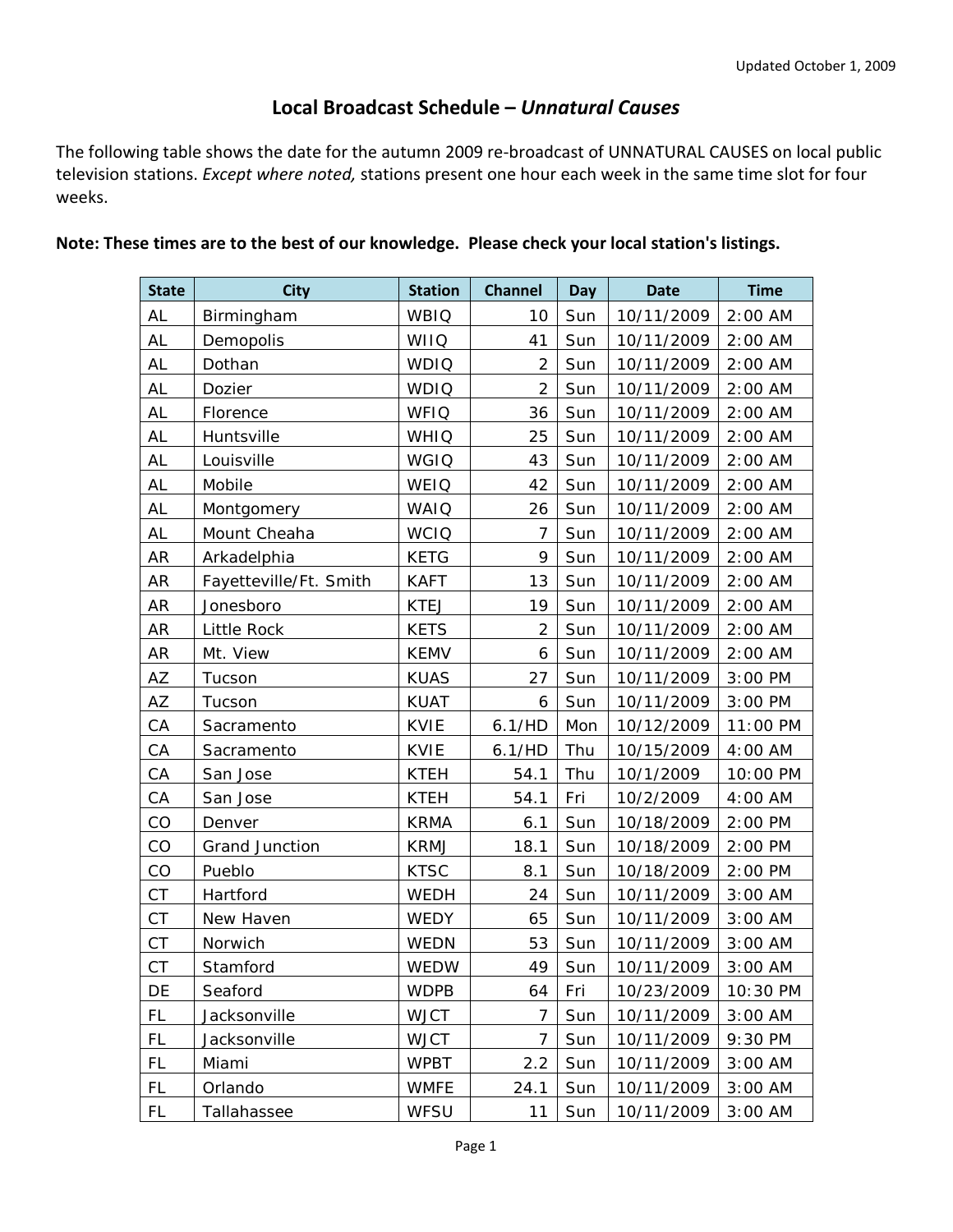Updated October 1, 2009

# Local Broadcast Schedule – *Unnatural Causes*

The following table shows the date for the autumn 2009 re-broadcast of UNNATURAL CAUSES on local public television stations. *Except where noted,* stations present one hour each week in the same time slot for four weeks.

**Note: These times are to the best of our knowledge. Please check your local station's listings.**

| State | City | Station | Channel | Day | Date | Time |
|---|---|---|---|---|---|---|
| AL | Birmingham | WBIQ | 10 | Sun | 10/11/2009 | 2:00 AM |
| AL | Demopolis | WIIQ | 41 | Sun | 10/11/2009 | 2:00 AM |
| AL | Dothan | WDIQ | 2 | Sun | 10/11/2009 | 2:00 AM |
| AL | Dozier | WDIQ | 2 | Sun | 10/11/2009 | 2:00 AM |
| AL | Florence | WFIQ | 36 | Sun | 10/11/2009 | 2:00 AM |
| AL | Huntsville | WHIQ | 25 | Sun | 10/11/2009 | 2:00 AM |
| AL | Louisville | WGIQ | 43 | Sun | 10/11/2009 | 2:00 AM |
| AL | Mobile | WEIQ | 42 | Sun | 10/11/2009 | 2:00 AM |
| AL | Montgomery | WAIQ | 26 | Sun | 10/11/2009 | 2:00 AM |
| AL | Mount Cheaha | WCIQ | 7 | Sun | 10/11/2009 | 2:00 AM |
| AR | Arkadelphia | KETG | 9 | Sun | 10/11/2009 | 2:00 AM |
| AR | Fayetteville/Ft. Smith | KAFT | 13 | Sun | 10/11/2009 | 2:00 AM |
| AR | Jonesboro | KTEJ | 19 | Sun | 10/11/2009 | 2:00 AM |
| AR | Little Rock | KETS | 2 | Sun | 10/11/2009 | 2:00 AM |
| AR | Mt. View | KEMV | 6 | Sun | 10/11/2009 | 2:00 AM |
| AZ | Tucson | KUAS | 27 | Sun | 10/11/2009 | 3:00 PM |
| AZ | Tucson | KUAT | 6 | Sun | 10/11/2009 | 3:00 PM |
| CA | Sacramento | KVIE | 6.1/HD | Mon | 10/12/2009 | 11:00 PM |
| CA | Sacramento | KVIE | 6.1/HD | Thu | 10/15/2009 | 4:00 AM |
| CA | San Jose | KTEH | 54.1 | Thu | 10/1/2009 | 10:00 PM |
| CA | San Jose | KTEH | 54.1 | Fri | 10/2/2009 | 4:00 AM |
| CO | Denver | KRMA | 6.1 | Sun | 10/18/2009 | 2:00 PM |
| CO | Grand Junction | KRMJ | 18.1 | Sun | 10/18/2009 | 2:00 PM |
| CO | Pueblo | KTSC | 8.1 | Sun | 10/18/2009 | 2:00 PM |
| CT | Hartford | WEDH | 24 | Sun | 10/11/2009 | 3:00 AM |
| CT | New Haven | WEDY | 65 | Sun | 10/11/2009 | 3:00 AM |
| CT | Norwich | WEDN | 53 | Sun | 10/11/2009 | 3:00 AM |
| CT | Stamford | WEDW | 49 | Sun | 10/11/2009 | 3:00 AM |
| DE | Seaford | WDPB | 64 | Fri | 10/23/2009 | 10:30 PM |
| FL | Jacksonville | WJCT | 7 | Sun | 10/11/2009 | 3:00 AM |
| FL | Jacksonville | WJCT | 7 | Sun | 10/11/2009 | 9:30 PM |
| FL | Miami | WPBT | 2.2 | Sun | 10/11/2009 | 3:00 AM |
| FL | Orlando | WMFE | 24.1 | Sun | 10/11/2009 | 3:00 AM |
| FL | Tallahassee | WFSU | 11 | Sun | 10/11/2009 | 3:00 AM |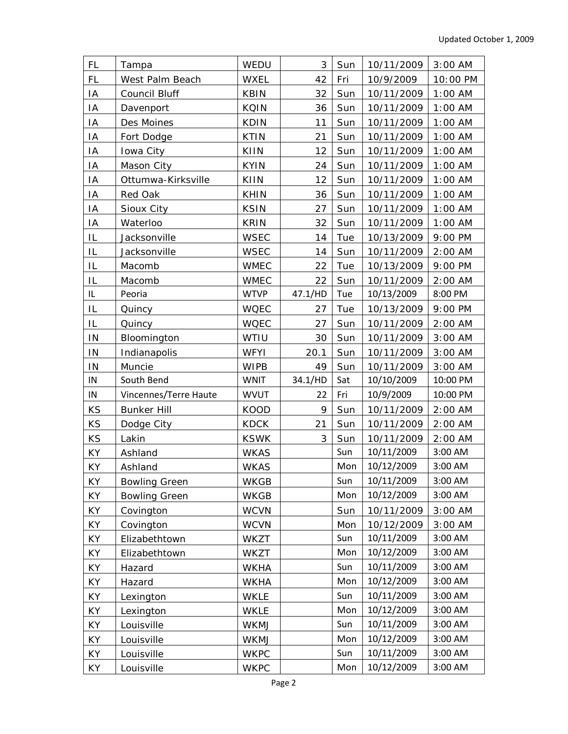Updated October 1, 2009

| | | | | | | |
|---|---|---|---|---|---|---|
| FL | Tampa | WEDU | 3 | Sun | 10/11/2009 | 3:00 AM |
| FL | West Palm Beach | WXEL | 42 | Fri | 10/9/2009 | 10:00 PM |
| IA | Council Bluff | KBIN | 32 | Sun | 10/11/2009 | 1:00 AM |
| IA | Davenport | KQIN | 36 | Sun | 10/11/2009 | 1:00 AM |
| IA | Des Moines | KDIN | 11 | Sun | 10/11/2009 | 1:00 AM |
| IA | Fort Dodge | KTIN | 21 | Sun | 10/11/2009 | 1:00 AM |
| IA | Iowa City | KIIN | 12 | Sun | 10/11/2009 | 1:00 AM |
| IA | Mason City | KYIN | 24 | Sun | 10/11/2009 | 1:00 AM |
| IA | Ottumwa-Kirksville | KIIN | 12 | Sun | 10/11/2009 | 1:00 AM |
| IA | Red Oak | KHIN | 36 | Sun | 10/11/2009 | 1:00 AM |
| IA | Sioux City | KSIN | 27 | Sun | 10/11/2009 | 1:00 AM |
| IA | Waterloo | KRIN | 32 | Sun | 10/11/2009 | 1:00 AM |
| IL | Jacksonville | WSEC | 14 | Tue | 10/13/2009 | 9:00 PM |
| IL | Jacksonville | WSEC | 14 | Sun | 10/11/2009 | 2:00 AM |
| IL | Macomb | WMEC | 22 | Tue | 10/13/2009 | 9:00 PM |
| IL | Macomb | WMEC | 22 | Sun | 10/11/2009 | 2:00 AM |
| IL | Peoria | WTVP | 47.1/HD | Tue | 10/13/2009 | 8:00 PM |
| IL | Quincy | WQEC | 27 | Tue | 10/13/2009 | 9:00 PM |
| IL | Quincy | WQEC | 27 | Sun | 10/11/2009 | 2:00 AM |
| IN | Bloomington | WTIU | 30 | Sun | 10/11/2009 | 3:00 AM |
| IN | Indianapolis | WFYI | 20.1 | Sun | 10/11/2009 | 3:00 AM |
| IN | Muncie | WIPB | 49 | Sun | 10/11/2009 | 3:00 AM |
| IN | South Bend | WNIT | 34.1/HD | Sat | 10/10/2009 | 10:00 PM |
| IN | Vincennes/Terre Haute | WVUT | 22 | Fri | 10/9/2009 | 10:00 PM |
| KS | Bunker Hill | KOOD | 9 | Sun | 10/11/2009 | 2:00 AM |
| KS | Dodge City | KDCK | 21 | Sun | 10/11/2009 | 2:00 AM |
| KS | Lakin | KSWK | 3 | Sun | 10/11/2009 | 2:00 AM |
| KY | Ashland | WKAS | | Sun | 10/11/2009 | 3:00 AM |
| KY | Ashland | WKAS | | Mon | 10/12/2009 | 3:00 AM |
| KY | Bowling Green | WKGB | | Sun | 10/11/2009 | 3:00 AM |
| KY | Bowling Green | WKGB | | Mon | 10/12/2009 | 3:00 AM |
| KY | Covington | WCVN | | Sun | 10/11/2009 | 3:00 AM |
| KY | Covington | WCVN | | Mon | 10/12/2009 | 3:00 AM |
| KY | Elizabethtown | WKZT | | Sun | 10/11/2009 | 3:00 AM |
| KY | Elizabethtown | WKZT | | Mon | 10/12/2009 | 3:00 AM |
| KY | Hazard | WKHA | | Sun | 10/11/2009 | 3:00 AM |
| KY | Hazard | WKHA | | Mon | 10/12/2009 | 3:00 AM |
| KY | Lexington | WKLE | | Sun | 10/11/2009 | 3:00 AM |
| KY | Lexington | WKLE | | Mon | 10/12/2009 | 3:00 AM |
| KY | Louisville | WKMJ | | Sun | 10/11/2009 | 3:00 AM |
| KY | Louisville | WKMJ | | Mon | 10/12/2009 | 3:00 AM |
| KY | Louisville | WKPC | | Sun | 10/11/2009 | 3:00 AM |
| KY | Louisville | WKPC | | Mon | 10/12/2009 | 3:00 AM |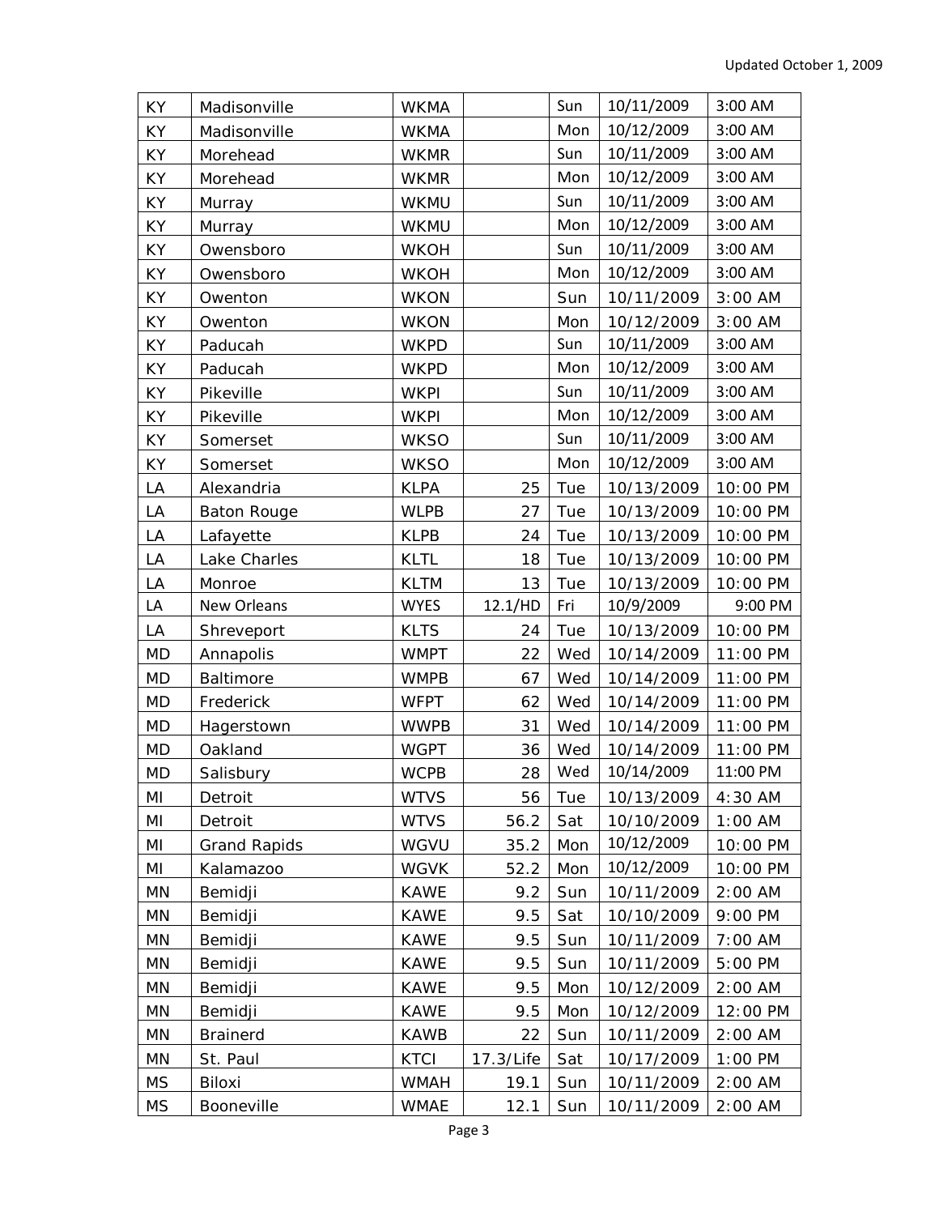| KY | Madisonville | WKMA | | Sun | 10/11/2009 | 3:00 AM |
|---|---|---|---|---|---|---|
| KY | Madisonville | WKMA | | Mon | 10/12/2009 | 3:00 AM |
| KY | Morehead | WKMR | | Sun | 10/11/2009 | 3:00 AM |
| KY | Morehead | WKMR | | Mon | 10/12/2009 | 3:00 AM |
| KY | Murray | WKMU | | Sun | 10/11/2009 | 3:00 AM |
| KY | Murray | WKMU | | Mon | 10/12/2009 | 3:00 AM |
| KY | Owensboro | WKOH | | Sun | 10/11/2009 | 3:00 AM |
| KY | Owensboro | WKOH | | Mon | 10/12/2009 | 3:00 AM |
| KY | Owenton | WKON | | Sun | 10/11/2009 | 3:00 AM |
| KY | Owenton | WKON | | Mon | 10/12/2009 | 3:00 AM |
| KY | Paducah | WKPD | | Sun | 10/11/2009 | 3:00 AM |
| KY | Paducah | WKPD | | Mon | 10/12/2009 | 3:00 AM |
| KY | Pikeville | WKPI | | Sun | 10/11/2009 | 3:00 AM |
| KY | Pikeville | WKPI | | Mon | 10/12/2009 | 3:00 AM |
| KY | Somerset | WKSO | | Sun | 10/11/2009 | 3:00 AM |
| KY | Somerset | WKSO | | Mon | 10/12/2009 | 3:00 AM |
| LA | Alexandria | KLPA | 25 | Tue | 10/13/2009 | 10:00 PM |
| LA | Baton Rouge | WLPB | 27 | Tue | 10/13/2009 | 10:00 PM |
| LA | Lafayette | KLPB | 24 | Tue | 10/13/2009 | 10:00 PM |
| LA | Lake Charles | KLTL | 18 | Tue | 10/13/2009 | 10:00 PM |
| LA | Monroe | KLTM | 13 | Tue | 10/13/2009 | 10:00 PM |
| LA | New Orleans | WYES | 12.1/HD | Fri | 10/9/2009 | 9:00 PM |
| LA | Shreveport | KLTS | 24 | Tue | 10/13/2009 | 10:00 PM |
| MD | Annapolis | WMPT | 22 | Wed | 10/14/2009 | 11:00 PM |
| MD | Baltimore | WMPB | 67 | Wed | 10/14/2009 | 11:00 PM |
| MD | Frederick | WFPT | 62 | Wed | 10/14/2009 | 11:00 PM |
| MD | Hagerstown | WWPB | 31 | Wed | 10/14/2009 | 11:00 PM |
| MD | Oakland | WGPT | 36 | Wed | 10/14/2009 | 11:00 PM |
| MD | Salisbury | WCPB | 28 | Wed | 10/14/2009 | 11:00 PM |
| MI | Detroit | WTVS | 56 | Tue | 10/13/2009 | 4:30 AM |
| MI | Detroit | WTVS | 56.2 | Sat | 10/10/2009 | 1:00 AM |
| MI | Grand Rapids | WGVU | 35.2 | Mon | 10/12/2009 | 10:00 PM |
| MI | Kalamazoo | WGVK | 52.2 | Mon | 10/12/2009 | 10:00 PM |
| MN | Bemidji | KAWE | 9.2 | Sun | 10/11/2009 | 2:00 AM |
| MN | Bemidji | KAWE | 9.5 | Sat | 10/10/2009 | 9:00 PM |
| MN | Bemidji | KAWE | 9.5 | Sun | 10/11/2009 | 7:00 AM |
| MN | Bemidji | KAWE | 9.5 | Sun | 10/11/2009 | 5:00 PM |
| MN | Bemidji | KAWE | 9.5 | Mon | 10/12/2009 | 2:00 AM |
| MN | Bemidji | KAWE | 9.5 | Mon | 10/12/2009 | 12:00 PM |
| MN | Brainerd | KAWB | 22 | Sun | 10/11/2009 | 2:00 AM |
| MN | St. Paul | KTCI | 17.3/Life | Sat | 10/17/2009 | 1:00 PM |
| MS | Biloxi | WMAH | 19.1 | Sun | 10/11/2009 | 2:00 AM |
| MS | Booneville | WMAE | 12.1 | Sun | 10/11/2009 | 2:00 AM |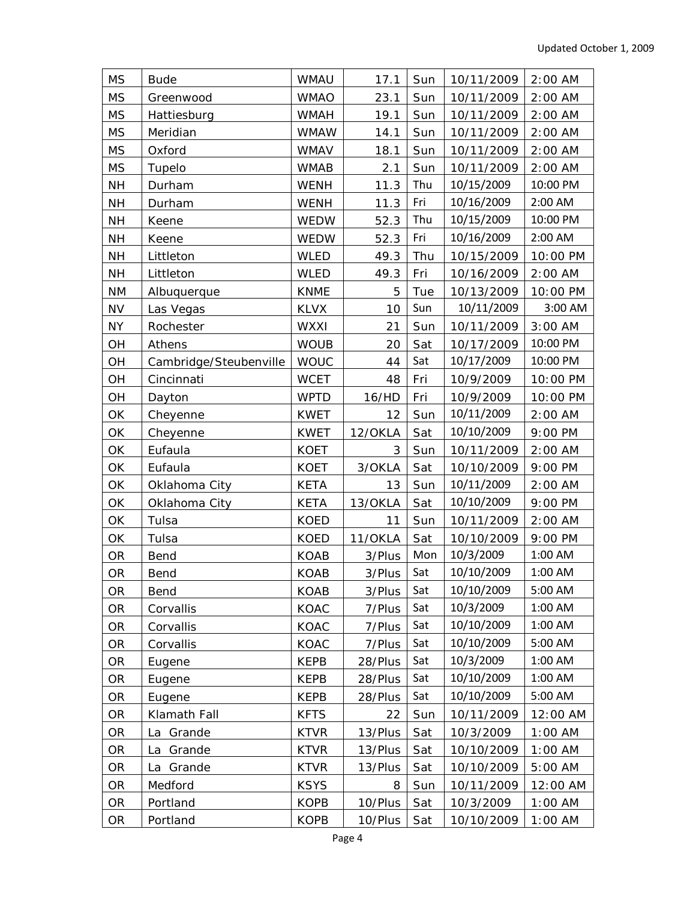| MS | Bude | WMAU | 17.1 | Sun | 10/11/2009 | 2:00 AM |
|---|---|---|---|---|---|---|
| MS | Greenwood | WMAO | 23.1 | Sun | 10/11/2009 | 2:00 AM |
| MS | Hattiesburg | WMAH | 19.1 | Sun | 10/11/2009 | 2:00 AM |
| MS | Meridian | WMAW | 14.1 | Sun | 10/11/2009 | 2:00 AM |
| MS | Oxford | WMAV | 18.1 | Sun | 10/11/2009 | 2:00 AM |
| MS | Tupelo | WMAB | 2.1 | Sun | 10/11/2009 | 2:00 AM |
| NH | Durham | WENH | 11.3 | Thu | 10/15/2009 | 10:00 PM |
| NH | Durham | WENH | 11.3 | Fri | 10/16/2009 | 2:00 AM |
| NH | Keene | WEDW | 52.3 | Thu | 10/15/2009 | 10:00 PM |
| NH | Keene | WEDW | 52.3 | Fri | 10/16/2009 | 2:00 AM |
| NH | Littleton | WLED | 49.3 | Thu | 10/15/2009 | 10:00 PM |
| NH | Littleton | WLED | 49.3 | Fri | 10/16/2009 | 2:00 AM |
| NM | Albuquerque | KNME | 5 | Tue | 10/13/2009 | 10:00 PM |
| NV | Las Vegas | KLVX | 10 | Sun | 10/11/2009 | 3:00 AM |
| NY | Rochester | WXXI | 21 | Sun | 10/11/2009 | 3:00 AM |
| OH | Athens | WOUB | 20 | Sat | 10/17/2009 | 10:00 PM |
| OH | Cambridge/Steubenville | WOUC | 44 | Sat | 10/17/2009 | 10:00 PM |
| OH | Cincinnati | WCET | 48 | Fri | 10/9/2009 | 10:00 PM |
| OH | Dayton | WPTD | 16/HD | Fri | 10/9/2009 | 10:00 PM |
| OK | Cheyenne | KWET | 12 | Sun | 10/11/2009 | 2:00 AM |
| OK | Cheyenne | KWET | 12/OKLA | Sat | 10/10/2009 | 9:00 PM |
| OK | Eufaula | KOET | 3 | Sun | 10/11/2009 | 2:00 AM |
| OK | Eufaula | KOET | 3/OKLA | Sat | 10/10/2009 | 9:00 PM |
| OK | Oklahoma City | KETA | 13 | Sun | 10/11/2009 | 2:00 AM |
| OK | Oklahoma City | KETA | 13/OKLA | Sat | 10/10/2009 | 9:00 PM |
| OK | Tulsa | KOED | 11 | Sun | 10/11/2009 | 2:00 AM |
| OK | Tulsa | KOED | 11/OKLA | Sat | 10/10/2009 | 9:00 PM |
| OR | Bend | KOAB | 3/Plus | Mon | 10/3/2009 | 1:00 AM |
| OR | Bend | KOAB | 3/Plus | Sat | 10/10/2009 | 1:00 AM |
| OR | Bend | KOAB | 3/Plus | Sat | 10/10/2009 | 5:00 AM |
| OR | Corvallis | KOAC | 7/Plus | Sat | 10/3/2009 | 1:00 AM |
| OR | Corvallis | KOAC | 7/Plus | Sat | 10/10/2009 | 1:00 AM |
| OR | Corvallis | KOAC | 7/Plus | Sat | 10/10/2009 | 5:00 AM |
| OR | Eugene | KEPB | 28/Plus | Sat | 10/3/2009 | 1:00 AM |
| OR | Eugene | KEPB | 28/Plus | Sat | 10/10/2009 | 1:00 AM |
| OR | Eugene | KEPB | 28/Plus | Sat | 10/10/2009 | 5:00 AM |
| OR | Klamath Fall | KFTS | 22 | Sun | 10/11/2009 | 12:00 AM |
| OR | La Grande | KTVR | 13/Plus | Sat | 10/3/2009 | 1:00 AM |
| OR | La Grande | KTVR | 13/Plus | Sat | 10/10/2009 | 1:00 AM |
| OR | La Grande | KTVR | 13/Plus | Sat | 10/10/2009 | 5:00 AM |
| OR | Medford | KSYS | 8 | Sun | 10/11/2009 | 12:00 AM |
| OR | Portland | KOPB | 10/Plus | Sat | 10/3/2009 | 1:00 AM |
| OR | Portland | KOPB | 10/Plus | Sat | 10/10/2009 | 1:00 AM |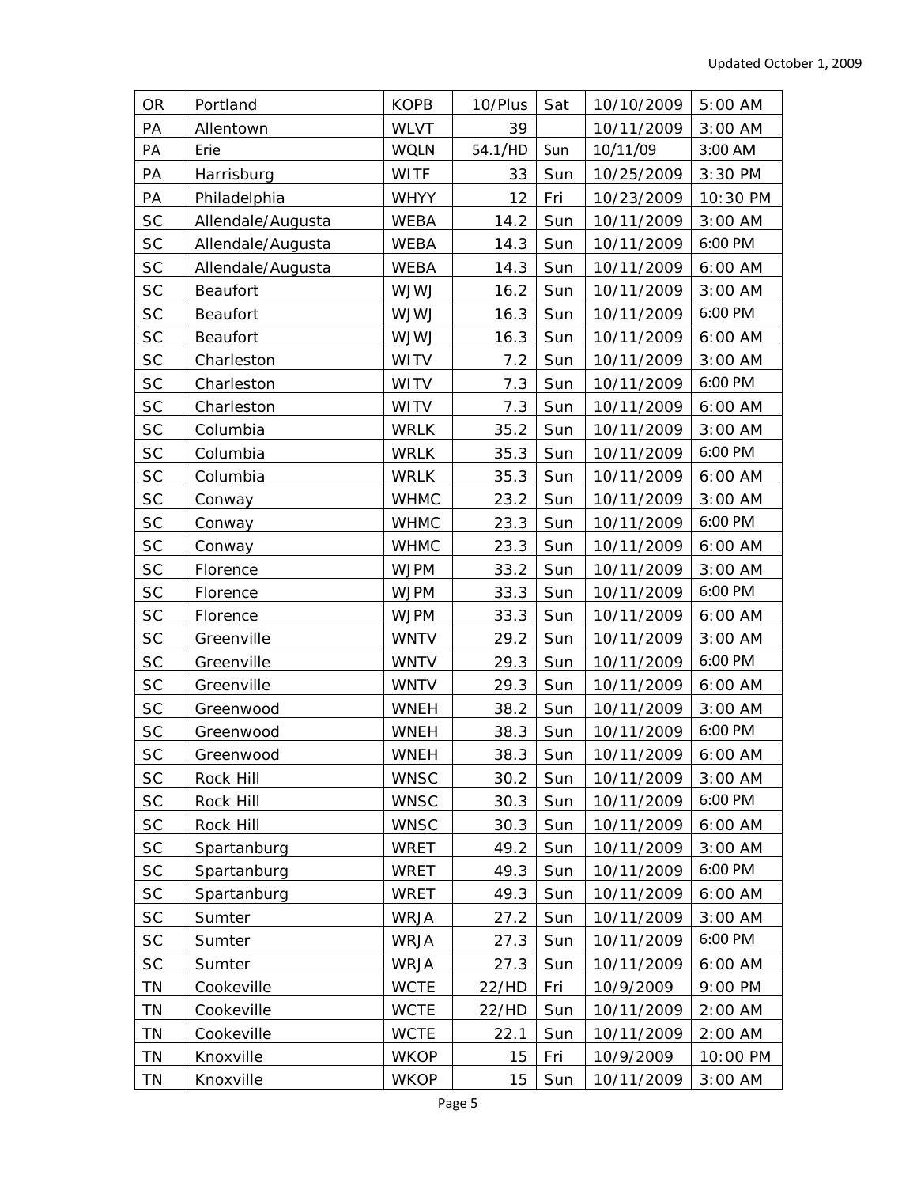| OR | Portland | KOPB | 10/Plus | Sat | 10/10/2009 | 5:00 AM |
|---|---|---|---|---|---|---|
| PA | Allentown | WLVT | 39 | | 10/11/2009 | 3:00 AM |
| PA | Erie | WQLN | 54.1/HD | Sun | 10/11/09 | 3:00 AM |
| PA | Harrisburg | WITF | 33 | Sun | 10/25/2009 | 3:30 PM |
| PA | Philadelphia | WHYY | 12 | Fri | 10/23/2009 | 10:30 PM |
| SC | Allendale/Augusta | WEBA | 14.2 | Sun | 10/11/2009 | 3:00 AM |
| SC | Allendale/Augusta | WEBA | 14.3 | Sun | 10/11/2009 | 6:00 PM |
| SC | Allendale/Augusta | WEBA | 14.3 | Sun | 10/11/2009 | 6:00 AM |
| SC | Beaufort | WJWJ | 16.2 | Sun | 10/11/2009 | 3:00 AM |
| SC | Beaufort | WJWJ | 16.3 | Sun | 10/11/2009 | 6:00 PM |
| SC | Beaufort | WJWJ | 16.3 | Sun | 10/11/2009 | 6:00 AM |
| SC | Charleston | WITV | 7.2 | Sun | 10/11/2009 | 3:00 AM |
| SC | Charleston | WITV | 7.3 | Sun | 10/11/2009 | 6:00 PM |
| SC | Charleston | WITV | 7.3 | Sun | 10/11/2009 | 6:00 AM |
| SC | Columbia | WRLK | 35.2 | Sun | 10/11/2009 | 3:00 AM |
| SC | Columbia | WRLK | 35.3 | Sun | 10/11/2009 | 6:00 PM |
| SC | Columbia | WRLK | 35.3 | Sun | 10/11/2009 | 6:00 AM |
| SC | Conway | WHMC | 23.2 | Sun | 10/11/2009 | 3:00 AM |
| SC | Conway | WHMC | 23.3 | Sun | 10/11/2009 | 6:00 PM |
| SC | Conway | WHMC | 23.3 | Sun | 10/11/2009 | 6:00 AM |
| SC | Florence | WJPM | 33.2 | Sun | 10/11/2009 | 3:00 AM |
| SC | Florence | WJPM | 33.3 | Sun | 10/11/2009 | 6:00 PM |
| SC | Florence | WJPM | 33.3 | Sun | 10/11/2009 | 6:00 AM |
| SC | Greenville | WNTV | 29.2 | Sun | 10/11/2009 | 3:00 AM |
| SC | Greenville | WNTV | 29.3 | Sun | 10/11/2009 | 6:00 PM |
| SC | Greenville | WNTV | 29.3 | Sun | 10/11/2009 | 6:00 AM |
| SC | Greenwood | WNEH | 38.2 | Sun | 10/11/2009 | 3:00 AM |
| SC | Greenwood | WNEH | 38.3 | Sun | 10/11/2009 | 6:00 PM |
| SC | Greenwood | WNEH | 38.3 | Sun | 10/11/2009 | 6:00 AM |
| SC | Rock Hill | WNSC | 30.2 | Sun | 10/11/2009 | 3:00 AM |
| SC | Rock Hill | WNSC | 30.3 | Sun | 10/11/2009 | 6:00 PM |
| SC | Rock Hill | WNSC | 30.3 | Sun | 10/11/2009 | 6:00 AM |
| SC | Spartanburg | WRET | 49.2 | Sun | 10/11/2009 | 3:00 AM |
| SC | Spartanburg | WRET | 49.3 | Sun | 10/11/2009 | 6:00 PM |
| SC | Spartanburg | WRET | 49.3 | Sun | 10/11/2009 | 6:00 AM |
| SC | Sumter | WRJA | 27.2 | Sun | 10/11/2009 | 3:00 AM |
| SC | Sumter | WRJA | 27.3 | Sun | 10/11/2009 | 6:00 PM |
| SC | Sumter | WRJA | 27.3 | Sun | 10/11/2009 | 6:00 AM |
| TN | Cookeville | WCTE | 22/HD | Fri | 10/9/2009 | 9:00 PM |
| TN | Cookeville | WCTE | 22/HD | Sun | 10/11/2009 | 2:00 AM |
| TN | Cookeville | WCTE | 22.1 | Sun | 10/11/2009 | 2:00 AM |
| TN | Knoxville | WKOP | 15 | Fri | 10/9/2009 | 10:00 PM |
| TN | Knoxville | WKOP | 15 | Sun | 10/11/2009 | 3:00 AM |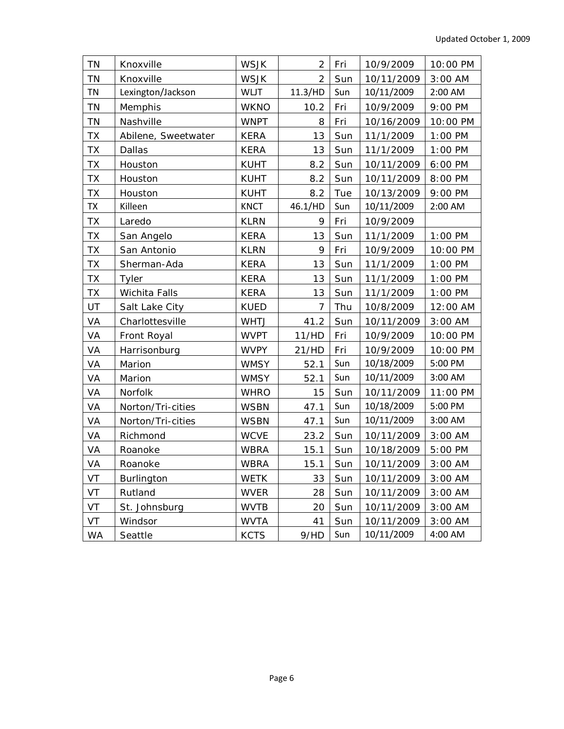| | | | | | | |
|---|---|---|---|---|---|---|
| TN | Knoxville | WSJK | 2 | Fri | 10/9/2009 | 10:00 PM |
| TN | Knoxville | WSJK | 2 | Sun | 10/11/2009 | 3:00 AM |
| TN | Lexington/Jackson | WLJT | 11.3/HD | Sun | 10/11/2009 | 2:00 AM |
| TN | Memphis | WKNO | 10.2 | Fri | 10/9/2009 | 9:00 PM |
| TN | Nashville | WNPT | 8 | Fri | 10/16/2009 | 10:00 PM |
| TX | Abilene, Sweetwater | KERA | 13 | Sun | 11/1/2009 | 1:00 PM |
| TX | Dallas | KERA | 13 | Sun | 11/1/2009 | 1:00 PM |
| TX | Houston | KUHT | 8.2 | Sun | 10/11/2009 | 6:00 PM |
| TX | Houston | KUHT | 8.2 | Sun | 10/11/2009 | 8:00 PM |
| TX | Houston | KUHT | 8.2 | Tue | 10/13/2009 | 9:00 PM |
| TX | Killeen | KNCT | 46.1/HD | Sun | 10/11/2009 | 2:00 AM |
| TX | Laredo | KLRN | 9 | Fri | 10/9/2009 | |
| TX | San Angelo | KERA | 13 | Sun | 11/1/2009 | 1:00 PM |
| TX | San Antonio | KLRN | 9 | Fri | 10/9/2009 | 10:00 PM |
| TX | Sherman-Ada | KERA | 13 | Sun | 11/1/2009 | 1:00 PM |
| TX | Tyler | KERA | 13 | Sun | 11/1/2009 | 1:00 PM |
| TX | Wichita Falls | KERA | 13 | Sun | 11/1/2009 | 1:00 PM |
| UT | Salt Lake City | KUED | 7 | Thu | 10/8/2009 | 12:00 AM |
| VA | Charlottesville | WHTJ | 41.2 | Sun | 10/11/2009 | 3:00 AM |
| VA | Front Royal | WVPT | 11/HD | Fri | 10/9/2009 | 10:00 PM |
| VA | Harrisonburg | WVPY | 21/HD | Fri | 10/9/2009 | 10:00 PM |
| VA | Marion | WMSY | 52.1 | Sun | 10/18/2009 | 5:00 PM |
| VA | Marion | WMSY | 52.1 | Sun | 10/11/2009 | 3:00 AM |
| VA | Norfolk | WHRO | 15 | Sun | 10/11/2009 | 11:00 PM |
| VA | Norton/Tri-cities | WSBN | 47.1 | Sun | 10/18/2009 | 5:00 PM |
| VA | Norton/Tri-cities | WSBN | 47.1 | Sun | 10/11/2009 | 3:00 AM |
| VA | Richmond | WCVE | 23.2 | Sun | 10/11/2009 | 3:00 AM |
| VA | Roanoke | WBRA | 15.1 | Sun | 10/18/2009 | 5:00 PM |
| VA | Roanoke | WBRA | 15.1 | Sun | 10/11/2009 | 3:00 AM |
| VT | Burlington | WETK | 33 | Sun | 10/11/2009 | 3:00 AM |
| VT | Rutland | WVER | 28 | Sun | 10/11/2009 | 3:00 AM |
| VT | St. Johnsburg | WVTB | 20 | Sun | 10/11/2009 | 3:00 AM |
| VT | Windsor | WVTA | 41 | Sun | 10/11/2009 | 3:00 AM |
| WA | Seattle | KCTS | 9/HD | Sun | 10/11/2009 | 4:00 AM |